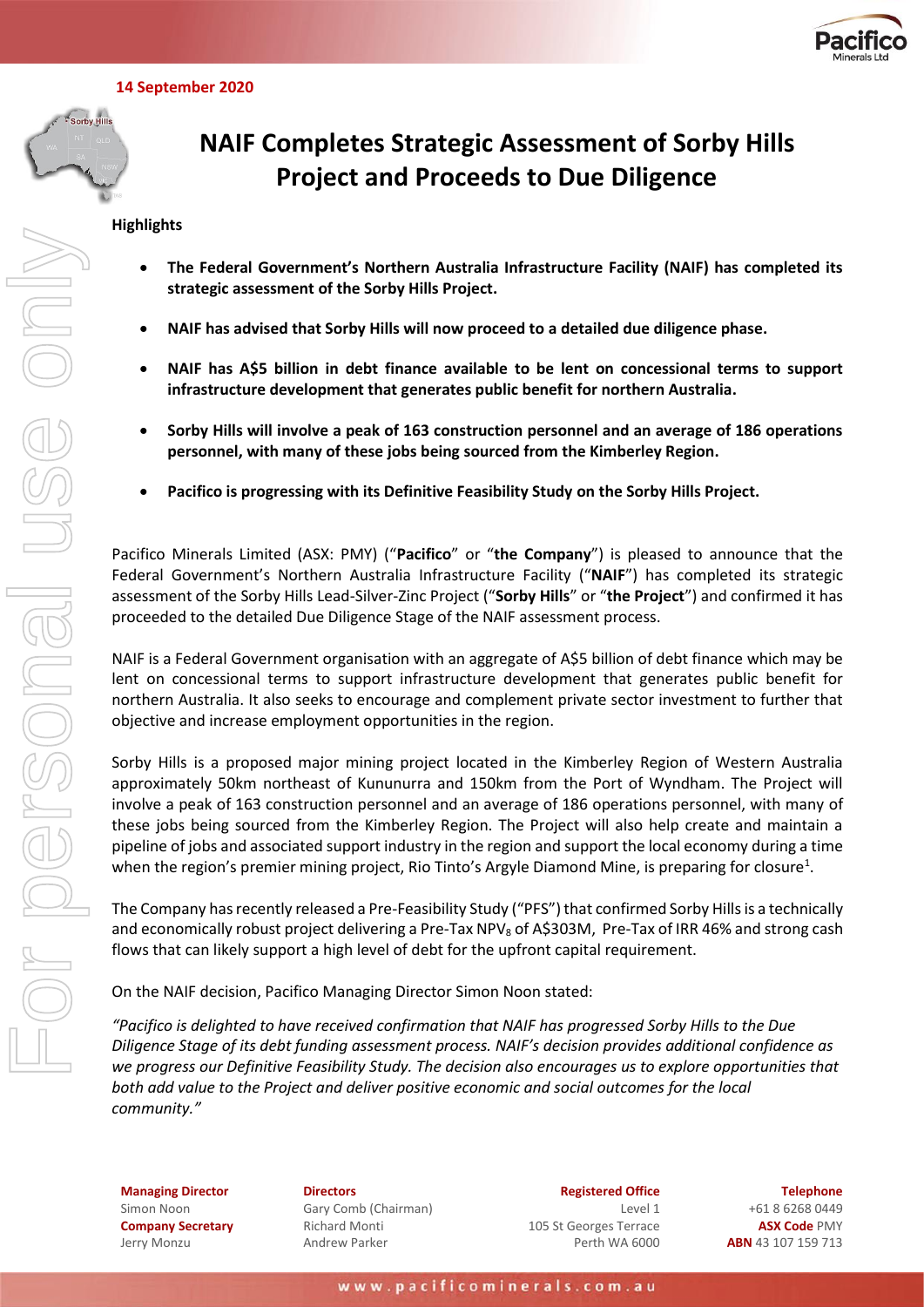14 September 2020

# NAIF Completes Strategic Assessment of Sorby Hills Project and Proceeds to Due Diligence

**Highlights**

- **The Federal Government's Northern Australia Infrastructure Facility (NAIF) has completed its strategic assessment of the Sorby Hills Project.**
- **NAIF has advised that Sorby Hills will now proceed to a detailed due diligence phase.**
- **NAIF has A$5 billion in debt finance available to be lent on concessional terms to support infrastructure development that generates public benefit for northern Australia.**
- **Sorby Hills will involve a peak of 163 construction personnel and an average of 186 operations personnel, with many of these jobs being sourced from the Kimberley Region.**
- **Pacifico is progressing with its Definitive Feasibility Study on the Sorby Hills Project.**

Pacifico Minerals Limited (ASX: PMY) ("**Pacifico**" or "**the Company**") is pleased to announce that the Federal Government's Northern Australia Infrastructure Facility ("**NAIF**") has completed its strategic assessment of the Sorby Hills Lead-Silver-Zinc Project ("**Sorby Hills**" or "**the Project**") and confirmed it has proceeded to the detailed Due Diligence Stage of the NAIF assessment process.

NAIF is a Federal Government organisation with an aggregate of A$5 billion of debt finance which may be lent on concessional terms to support infrastructure development that generates public benefit for northern Australia. It also seeks to encourage and complement private sector investment to further that objective and increase employment opportunities in the region.

Sorby Hills is a proposed major mining project located in the Kimberley Region of Western Australia approximately 50km northeast of Kununurra and 150km from the Port of Wyndham. The Project will involve a peak of 163 construction personnel and an average of 186 operations personnel, with many of these jobs being sourced from the Kimberley Region. The Project will also help create and maintain a pipeline of jobs and associated support industry in the region and support the local economy during a time when the region's premier mining project, Rio Tinto's Argyle Diamond Mine, is preparing for closure[1].

The Company has recently released a Pre-Feasibility Study ("PFS") that confirmed Sorby Hills is a technically and economically robust project delivering a Pre-Tax $NPV_8$ of A$303M, Pre-Tax of IRR 46% and strong cash flows that can likely support a high level of debt for the upfront capital requirement.

On the NAIF decision, Pacifico Managing Director Simon Noon stated:

*"Pacifico is delighted to have received confirmation that NAIF has progressed Sorby Hills to the Due Diligence Stage of its debt funding assessment process. NAIF's decision provides additional confidence as we progress our Definitive Feasibility Study. The decision also encourages us to explore opportunities that both add value to the Project and deliver positive economic and social outcomes for the local community."*

**Managing Director**
Simon Noon
**Company Secretary**
Jerry Monzu

**Directors**
Gary Comb (Chairman)
Richard Monti
Andrew Parker

**Registered Office**
Level 1
105 St Georges Terrace
Perth WA 6000

**Telephone**
+61 8 6268 0449
**ASX Code** PMY
**ABN** 43 107 159 713

www.pacificominerals.com.au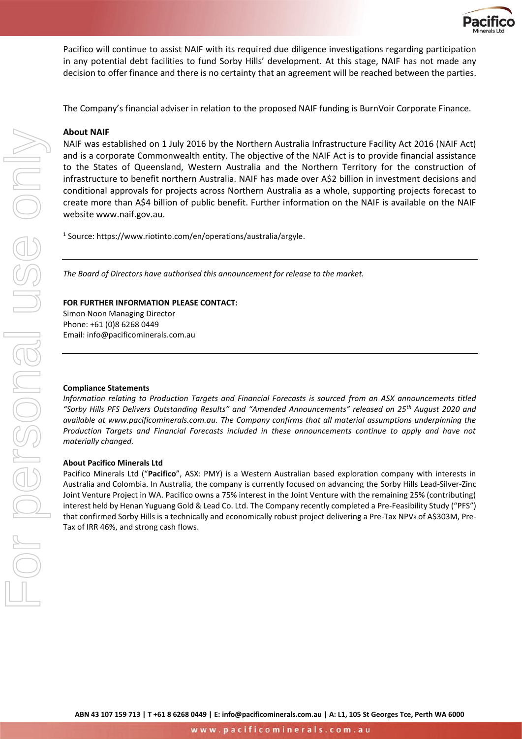Pacifico will continue to assist NAIF with its required due diligence investigations regarding participation in any potential debt facilities to fund Sorby Hills' development. At this stage, NAIF has not made any decision to offer finance and there is no certainty that an agreement will be reached between the parties.

The Company's financial adviser in relation to the proposed NAIF funding is BurnVoir Corporate Finance.

**About NAIF**

NAIF was established on 1 July 2016 by the Northern Australia Infrastructure Facility Act 2016 (NAIF Act) and is a corporate Commonwealth entity. The objective of the NAIF Act is to provide financial assistance to the States of Queensland, Western Australia and the Northern Territory for the construction of infrastructure to benefit northern Australia. NAIF has made over A$2 billion in investment decisions and conditional approvals for projects across Northern Australia as a whole, supporting projects forecast to create more than A$4 billion of public benefit. Further information on the NAIF is available on the NAIF website www.naif.gov.au.

[1] Source: https://www.riotinto.com/en/operations/australia/argyle.

---

*The Board of Directors have authorised this announcement for release to the market.*

**FOR FURTHER INFORMATION PLEASE CONTACT:**

Simon Noon Managing Director
Phone: +61 (0)8 6268 0449
Email: info@pacificominerals.com.au

---

**Compliance Statements**

*Information relating to Production Targets and Financial Forecasts is sourced from an ASX announcements titled "Sorby Hills PFS Delivers Outstanding Results" and "Amended Announcements" released on 25th August 2020 and available at www.pacificominerals.com.au. The Company confirms that all material assumptions underpinning the Production Targets and Financial Forecasts included in these announcements continue to apply and have not materially changed.*

**About Pacifico Minerals Ltd**

Pacifico Minerals Ltd ("**Pacifico**", ASX: PMY) is a Western Australian based exploration company with interests in Australia and Colombia. In Australia, the company is currently focused on advancing the Sorby Hills Lead-Silver-Zinc Joint Venture Project in WA. Pacifico owns a 75% interest in the Joint Venture with the remaining 25% (contributing) interest held by Henan Yuguang Gold & Lead Co. Ltd. The Company recently completed a Pre-Feasibility Study ("PFS") that confirmed Sorby Hills is a technically and economically robust project delivering a Pre-Tax $NPV_8$ of A$303M, Pre-Tax of IRR 46%, and strong cash flows.